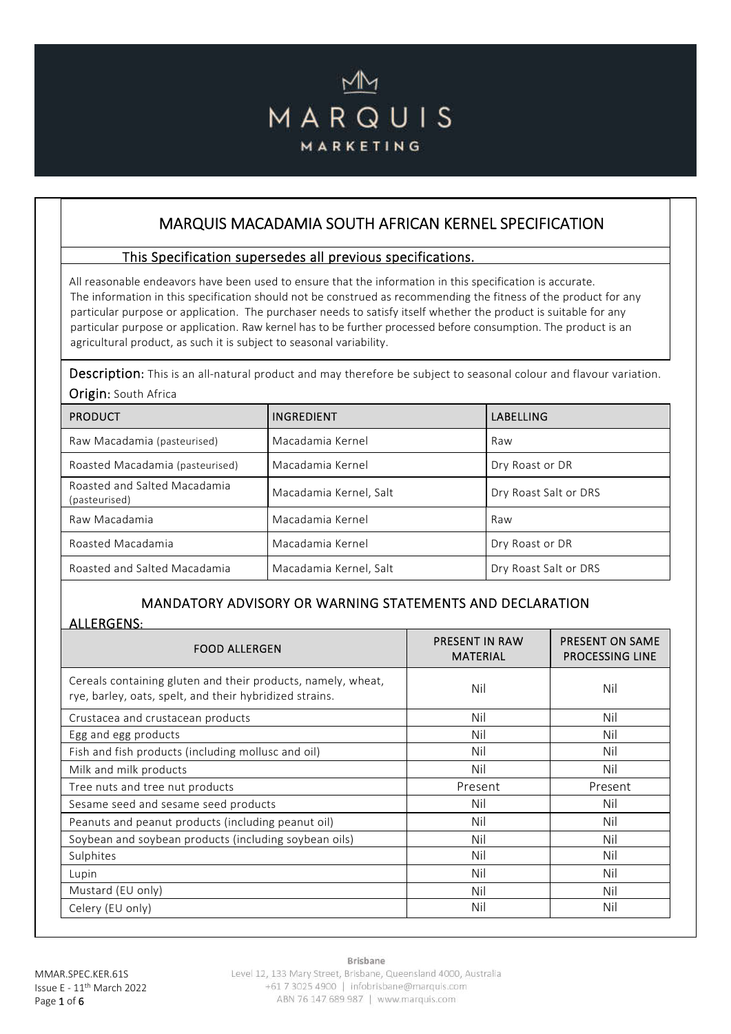# MARQUIS MARKETING

## MARQUIS MACADAMIA SOUTH AFRICAN KERNEL SPECIFICATION

This Specification supersedes all previous specifications.

All reasonable endeavors have been used to ensure that the information in this specification is accurate. The information in this specification should not be construed as recommending the fitness of the product for any particular purpose or application. The purchaser needs to satisfy itself whether the product is suitable for any particular purpose or application. Raw kernel has to be further processed before consumption. The product is an agricultural product, as such it is subject to seasonal variability.

**Description:** This is an all-natural product and may therefore be subject to seasonal colour and flavour variation.

**Origin:** South Africa

| PRODUCT | INGREDIENT | LABELLING |
|---|---|---|
| Raw Macadamia (pasteurised) | Macadamia Kernel | Raw |
| Roasted Macadamia (pasteurised) | Macadamia Kernel | Dry Roast or DR |
| Roasted and Salted Macadamia (pasteurised) | Macadamia Kernel, Salt | Dry Roast Salt or DRS |
| Raw Macadamia | Macadamia Kernel | Raw |
| Roasted Macadamia | Macadamia Kernel | Dry Roast or DR |
| Roasted and Salted Macadamia | Macadamia Kernel, Salt | Dry Roast Salt or DRS |

### MANDATORY ADVISORY OR WARNING STATEMENTS AND DECLARATION

**ALLERGENS:**

| FOOD ALLERGEN | PRESENT IN RAW MATERIAL | PRESENT ON SAME PROCESSING LINE |
|---|---|---|
| Cereals containing gluten and their products, namely, wheat, rye, barley, oats, spelt, and their hybridized strains. | Nil | Nil |
| Crustacea and crustacean products | Nil | Nil |
| Egg and egg products | Nil | Nil |
| Fish and fish products (including mollusc and oil) | Nil | Nil |
| Milk and milk products | Nil | Nil |
| Tree nuts and tree nut products | Present | Present |
| Sesame seed and sesame seed products | Nil | Nil |
| Peanuts and peanut products (including peanut oil) | Nil | Nil |
| Soybean and soybean products (including soybean oils) | Nil | Nil |
| Sulphites | Nil | Nil |
| Lupin | Nil | Nil |
| Mustard (EU only) | Nil | Nil |
| Celery (EU only) | Nil | Nil |

MMAR.SPEC.KER.61S
Issue E - 11th March 2022

Brisbane
Level 12, 133 Mary Street, Brisbane, Queensland 4000, Australia
+61 7 3025 4900 | infobrisbane@marquis.com
ABN 76 147 689 987 | www.marquis.com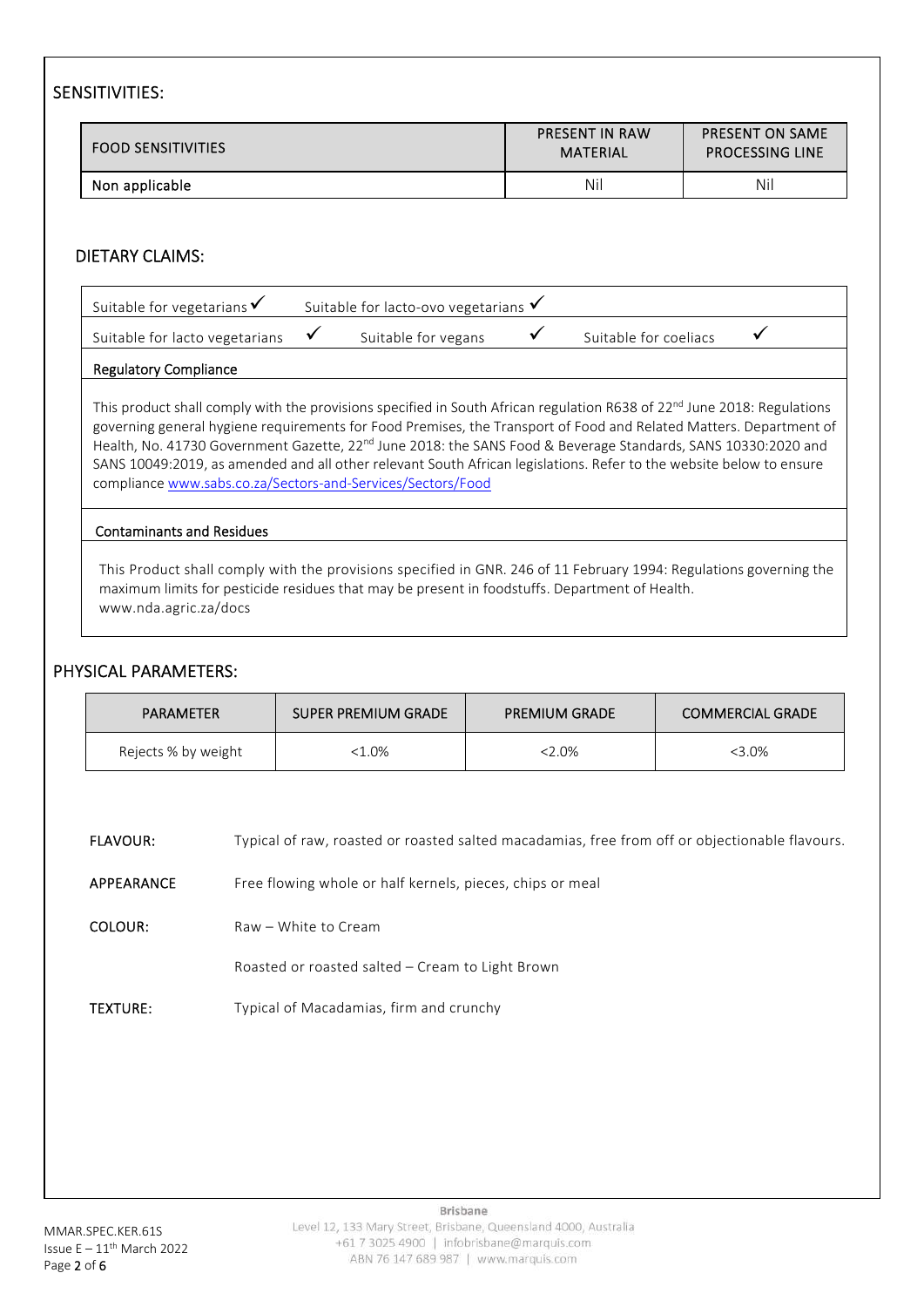## SENSITIVITIES:

| FOOD SENSITIVITIES | PRESENT IN RAW MATERIAL | PRESENT ON SAME PROCESSING LINE |
|---|---|---|
| Non applicable | Nil | Nil |

## DIETARY CLAIMS:

| | | |
|---|---|---|
| Suitable for vegetarians ✓ | Suitable for lacto-ovo vegetarians ✓ | |
| Suitable for lacto vegetarians ✓ | Suitable for vegans ✓ | Suitable for coeliacs ✓ |

**Regulatory Compliance**

This product shall comply with the provisions specified in South African regulation R638 of 22nd June 2018: Regulations governing general hygiene requirements for Food Premises, the Transport of Food and Related Matters. Department of Health, No. 41730 Government Gazette, 22nd June 2018: the SANS Food & Beverage Standards, SANS 10330:2020 and SANS 10049:2019, as amended and all other relevant South African legislations. Refer to the website below to ensure compliance www.sabs.co.za/Sectors-and-Services/Sectors/Food

**Contaminants and Residues**

This Product shall comply with the provisions specified in GNR. 246 of 11 February 1994: Regulations governing the maximum limits for pesticide residues that may be present in foodstuffs. Department of Health. www.nda.agric.za/docs

## PHYSICAL PARAMETERS:

| PARAMETER | SUPER PREMIUM GRADE | PREMIUM GRADE | COMMERCIAL GRADE |
|---|---|---|---|
| Rejects % by weight | <1.0% | <2.0% | <3.0% |

**FLAVOUR:** Typical of raw, roasted or roasted salted macadamias, free from off or objectionable flavours.

**APPEARANCE** Free flowing whole or half kernels, pieces, chips or meal

**COLOUR:** Raw – White to Cream

Roasted or roasted salted – Cream to Light Brown

**TEXTURE:** Typical of Macadamias, firm and crunchy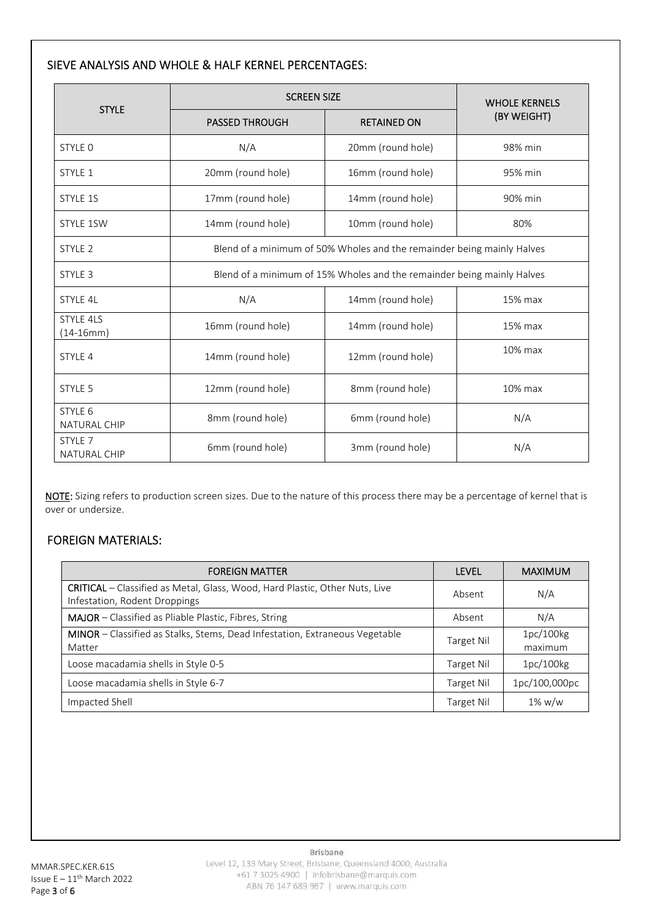## SIEVE ANALYSIS AND WHOLE & HALF KERNEL PERCENTAGES:

| STYLE | SCREEN SIZE | | WHOLE KERNELS (BY WEIGHT) |
|---|---|---|---|
| | PASSED THROUGH | RETAINED ON | |
| STYLE 0 | N/A | 20mm (round hole) | 98% min |
| STYLE 1 | 20mm (round hole) | 16mm (round hole) | 95% min |
| STYLE 1S | 17mm (round hole) | 14mm (round hole) | 90% min |
| STYLE 1SW | 14mm (round hole) | 10mm (round hole) | 80% |
| STYLE 2 | Blend of a minimum of 50% Wholes and the remainder being mainly Halves | | |
| STYLE 3 | Blend of a minimum of 15% Wholes and the remainder being mainly Halves | | |
| STYLE 4L | N/A | 14mm (round hole) | 15% max |
| STYLE 4LS (14-16mm) | 16mm (round hole) | 14mm (round hole) | 15% max |
| STYLE 4 | 14mm (round hole) | 12mm (round hole) | 10% max |
| STYLE 5 | 12mm (round hole) | 8mm (round hole) | 10% max |
| STYLE 6 NATURAL CHIP | 8mm (round hole) | 6mm (round hole) | N/A |
| STYLE 7 NATURAL CHIP | 6mm (round hole) | 3mm (round hole) | N/A |

**NOTE:** Sizing refers to production screen sizes. Due to the nature of this process there may be a percentage of kernel that is over or undersize.

## FOREIGN MATERIALS:

| FOREIGN MATTER | LEVEL | MAXIMUM |
|---|---|---|
| **CRITICAL** – Classified as Metal, Glass, Wood, Hard Plastic, Other Nuts, Live Infestation, Rodent Droppings | Absent | N/A |
| **MAJOR** – Classified as Pliable Plastic, Fibres, String | Absent | N/A |
| **MINOR** – Classified as Stalks, Stems, Dead Infestation, Extraneous Vegetable Matter | Target Nil | 1pc/100kg maximum |
| Loose macadamia shells in Style 0-5 | Target Nil | 1pc/100kg |
| Loose macadamia shells in Style 6-7 | Target Nil | 1pc/100,000pc |
| Impacted Shell | Target Nil | 1% w/w |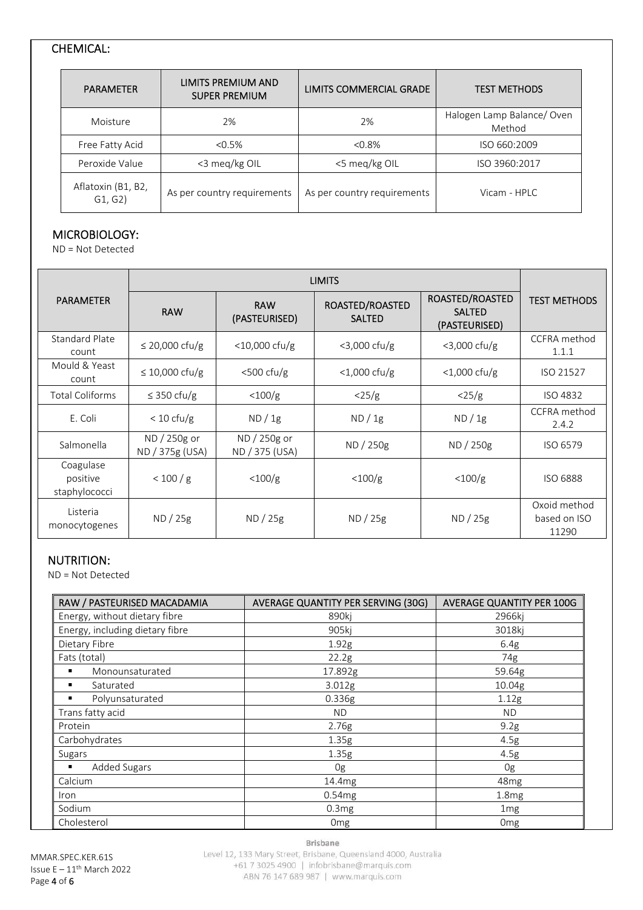## CHEMICAL:

| PARAMETER | LIMITS PREMIUM AND SUPER PREMIUM | LIMITS COMMERCIAL GRADE | TEST METHODS |
|---|---|---|---|
| Moisture | 2% | 2% | Halogen Lamp Balance/ Oven Method |
| Free Fatty Acid | <0.5% | <0.8% | ISO 660:2009 |
| Peroxide Value | <3 meq/kg OIL | <5 meq/kg OIL | ISO 3960:2017 |
| Aflatoxin (B1, B2, G1, G2) | As per country requirements | As per country requirements | Vicam - HPLC |

## MICROBIOLOGY:

ND = Not Detected

| PARAMETER | LIMITS | | | | TEST METHODS |
|---|---|---|---|---|---|
| | RAW | RAW (PASTEURISED) | ROASTED/ROASTED SALTED | ROASTED/ROASTED SALTED (PASTEURISED) | |
| Standard Plate count | ≤ 20,000 cfu/g | <10,000 cfu/g | <3,000 cfu/g | <3,000 cfu/g | CCFRA method 1.1.1 |
| Mould & Yeast count | ≤ 10,000 cfu/g | <500 cfu/g | <1,000 cfu/g | <1,000 cfu/g | ISO 21527 |
| Total Coliforms | ≤ 350 cfu/g | <100/g | <25/g | <25/g | ISO 4832 |
| E. Coli | < 10 cfu/g | ND / 1g | ND / 1g | ND / 1g | CCFRA method 2.4.2 |
| Salmonella | ND / 250g or ND / 375g (USA) | ND / 250g or ND / 375 (USA) | ND / 250g | ND / 250g | ISO 6579 |
| Coagulase positive staphylococci | < 100 / g | <100/g | <100/g | <100/g | ISO 6888 |
| Listeria monocytogenes | ND / 25g | ND / 25g | ND / 25g | ND / 25g | Oxoid method based on ISO 11290 |

## NUTRITION:

ND = Not Detected

| RAW / PASTEURISED MACADAMIA | AVERAGE QUANTITY PER SERVING (30G) | AVERAGE QUANTITY PER 100G |
|---|---|---|
| Energy, without dietary fibre | 890kj | 2966kj |
| Energy, including dietary fibre | 905kj | 3018kj |
| Dietary Fibre | 1.92g | 6.4g |
| Fats (total) | 22.2g | 74g |
| ▪ Monounsaturated | 17.892g | 59.64g |
| ▪ Saturated | 3.012g | 10.04g |
| ▪ Polyunsaturated | 0.336g | 1.12g |
| Trans fatty acid | ND | ND |
| Protein | 2.76g | 9.2g |
| Carbohydrates | 1.35g | 4.5g |
| Sugars | 1.35g | 4.5g |
| ▪ Added Sugars | 0g | 0g |
| Calcium | 14.4mg | 48mg |
| Iron | 0.54mg | 1.8mg |
| Sodium | 0.3mg | 1mg |
| Cholesterol | 0mg | 0mg |

MMAR.SPEC.KER.61S
Issue E – 11th March 2022

Brisbane
Level 12, 133 Mary Street, Brisbane, Queensland 4000, Australia
+61 7 3025 4900 | infobrisbane@marquis.com
ABN 76 147 689 987 | www.marquis.com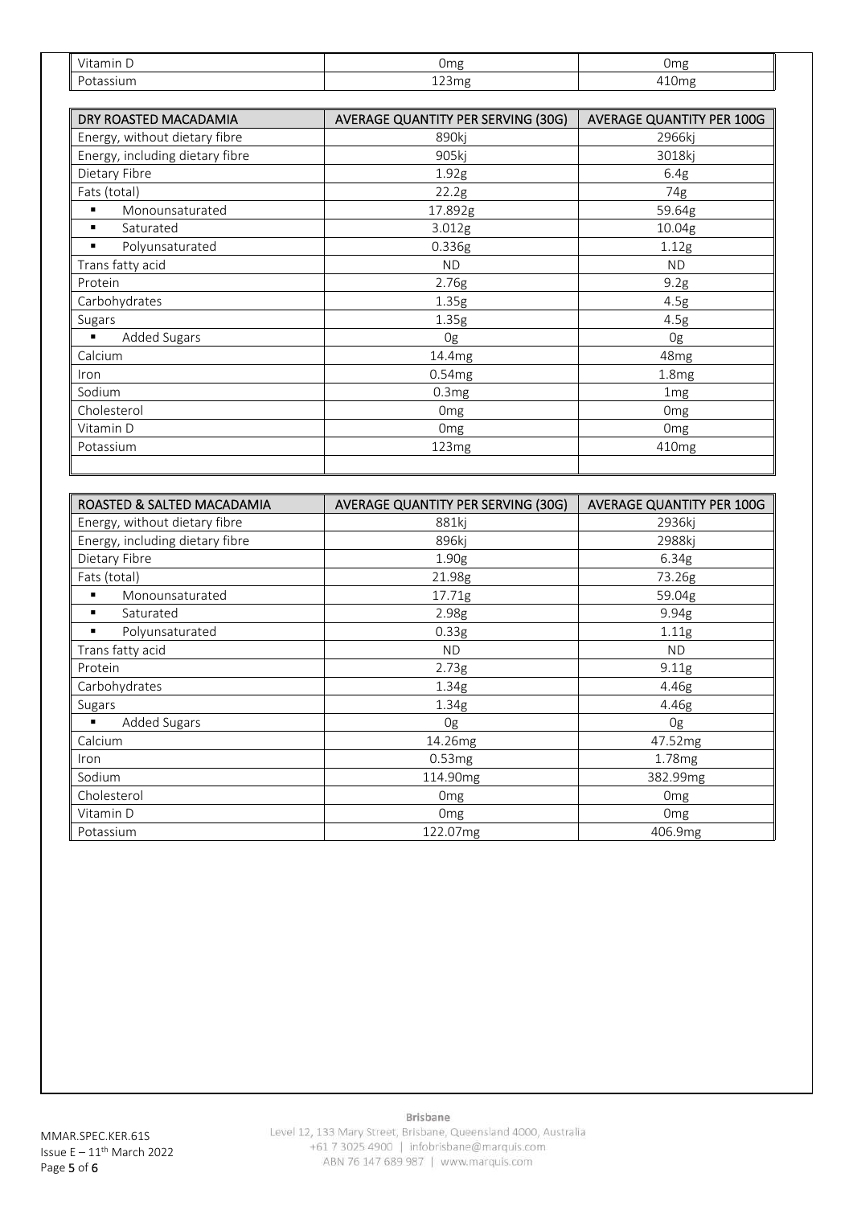| | | |
|---|---|---|
| Vitamin D | 0mg | 0mg |
| Potassium | 123mg | 410mg |

| DRY ROASTED MACADAMIA | AVERAGE QUANTITY PER SERVING (30G) | AVERAGE QUANTITY PER 100G |
|---|---|---|
| Energy, without dietary fibre | 890kj | 2966kj |
| Energy, including dietary fibre | 905kj | 3018kj |
| Dietary Fibre | 1.92g | 6.4g |
| Fats (total) | 22.2g | 74g |
| ▪ Monounsaturated | 17.892g | 59.64g |
| ▪ Saturated | 3.012g | 10.04g |
| ▪ Polyunsaturated | 0.336g | 1.12g |
| Trans fatty acid | ND | ND |
| Protein | 2.76g | 9.2g |
| Carbohydrates | 1.35g | 4.5g |
| Sugars | 1.35g | 4.5g |
| ▪ Added Sugars | 0g | 0g |
| Calcium | 14.4mg | 48mg |
| Iron | 0.54mg | 1.8mg |
| Sodium | 0.3mg | 1mg |
| Cholesterol | 0mg | 0mg |
| Vitamin D | 0mg | 0mg |
| Potassium | 123mg | 410mg |
| | | |

| ROASTED & SALTED MACADAMIA | AVERAGE QUANTITY PER SERVING (30G) | AVERAGE QUANTITY PER 100G |
|---|---|---|
| Energy, without dietary fibre | 881kj | 2936kj |
| Energy, including dietary fibre | 896kj | 2988kj |
| Dietary Fibre | 1.90g | 6.34g |
| Fats (total) | 21.98g | 73.26g |
| ▪ Monounsaturated | 17.71g | 59.04g |
| ▪ Saturated | 2.98g | 9.94g |
| ▪ Polyunsaturated | 0.33g | 1.11g |
| Trans fatty acid | ND | ND |
| Protein | 2.73g | 9.11g |
| Carbohydrates | 1.34g | 4.46g |
| Sugars | 1.34g | 4.46g |
| ▪ Added Sugars | 0g | 0g |
| Calcium | 14.26mg | 47.52mg |
| Iron | 0.53mg | 1.78mg |
| Sodium | 114.90mg | 382.99mg |
| Cholesterol | 0mg | 0mg |
| Vitamin D | 0mg | 0mg |
| Potassium | 122.07mg | 406.9mg |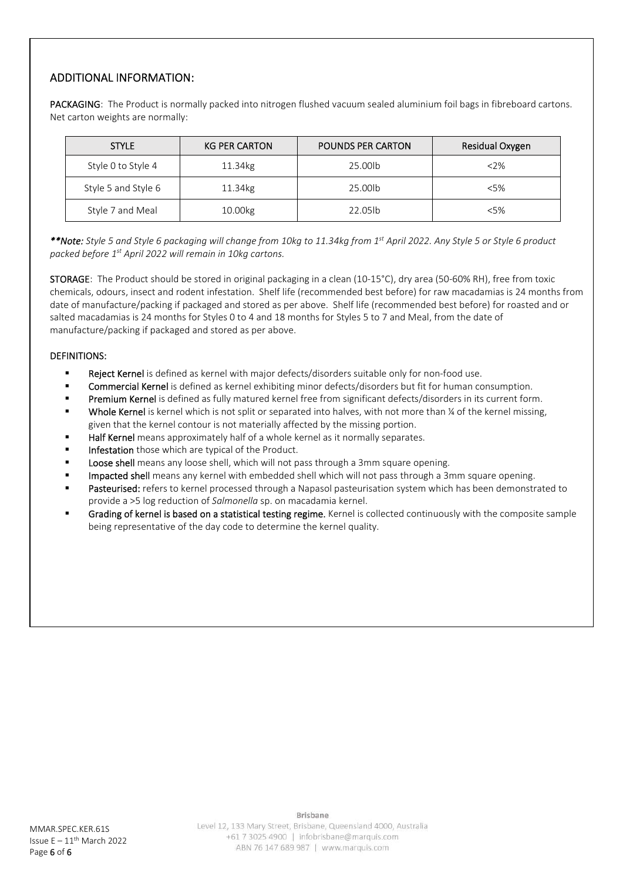## ADDITIONAL INFORMATION:

**PACKAGING**: The Product is normally packed into nitrogen flushed vacuum sealed aluminium foil bags in fibreboard cartons. Net carton weights are normally:

| STYLE | KG PER CARTON | POUNDS PER CARTON | Residual Oxygen |
|---|---|---|---|
| Style 0 to Style 4 | 11.34kg | 25.00lb | <2% |
| Style 5 and Style 6 | 11.34kg | 25.00lb | <5% |
| Style 7 and Meal | 10.00kg | 22.05lb | <5% |

***\*\*Note:** Style 5 and Style 6 packaging will change from 10kg to 11.34kg from 1st April 2022. Any Style 5 or Style 6 product packed before 1st April 2022 will remain in 10kg cartons.*

**STORAGE**: The Product should be stored in original packaging in a clean (10-15°C), dry area (50-60% RH), free from toxic chemicals, odours, insect and rodent infestation. Shelf life (recommended best before) for raw macadamias is 24 months from date of manufacture/packing if packaged and stored as per above. Shelf life (recommended best before) for roasted and or salted macadamias is 24 months for Styles 0 to 4 and 18 months for Styles 5 to 7 and Meal, from the date of manufacture/packing if packaged and stored as per above.

**DEFINITIONS:**

- **Reject Kernel** is defined as kernel with major defects/disorders suitable only for non-food use.
- **Commercial Kernel** is defined as kernel exhibiting minor defects/disorders but fit for human consumption.
- **Premium Kernel** is defined as fully matured kernel free from significant defects/disorders in its current form.
- **Whole Kernel** is kernel which is not split or separated into halves, with not more than ¼ of the kernel missing, given that the kernel contour is not materially affected by the missing portion.
- **Half Kernel** means approximately half of a whole kernel as it normally separates.
- **Infestation** those which are typical of the Product.
- **Loose shell** means any loose shell, which will not pass through a 3mm square opening.
- **Impacted shell** means any kernel with embedded shell which will not pass through a 3mm square opening.
- **Pasteurised:** refers to kernel processed through a Napasol pasteurisation system which has been demonstrated to provide a >5 log reduction of *Salmonella* sp. on macadamia kernel.
- **Grading of kernel is based on a statistical testing regime.** Kernel is collected continuously with the composite sample being representative of the day code to determine the kernel quality.